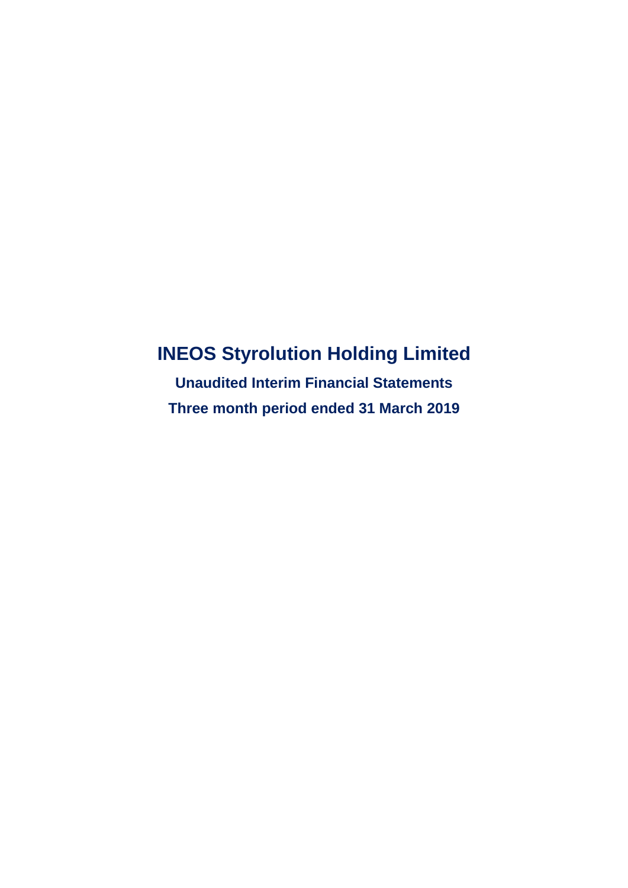# INEOS Styrolution Holding Limited

## Unaudited Interim Financial Statements

## Three month period ended 31 March 2019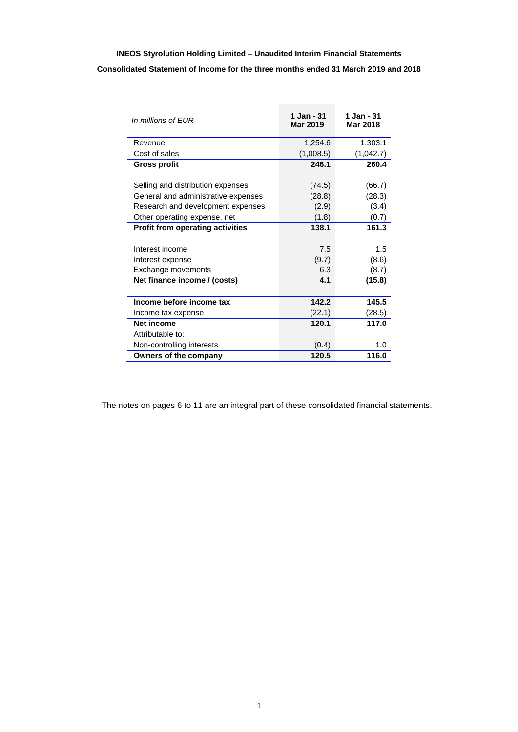**INEOS Styrolution Holding Limited – Unaudited Interim Financial Statements**

**Consolidated Statement of Income for the three months ended 31 March 2019 and 2018**

| *In millions of EUR* | **1 Jan - 31 Mar 2019** | **1 Jan - 31 Mar 2018** |
|---|---|---|
| Revenue | 1,254.6 | 1,303.1 |
| Cost of sales | (1,008.5) | (1,042.7) |
| **Gross profit** | **246.1** | **260.4** |
| | | |
| Selling and distribution expenses | (74.5) | (66.7) |
| General and administrative expenses | (28.8) | (28.3) |
| Research and development expenses | (2.9) | (3.4) |
| Other operating expense, net | (1.8) | (0.7) |
| **Profit from operating activities** | **138.1** | **161.3** |
| | | |
| Interest income | 7.5 | 1.5 |
| Interest expense | (9.7) | (8.6) |
| Exchange movements | 6.3 | (8.7) |
| **Net finance income / (costs)** | **4.1** | **(15.8)** |
| | | |
| **Income before income tax** | **142.2** | **145.5** |
| Income tax expense | (22.1) | (28.5) |
| **Net income** | **120.1** | **117.0** |
| Attributable to: | | |
| Non-controlling interests | (0.4) | 1.0 |
| **Owners of the company** | **120.5** | **116.0** |

The notes on pages 6 to 11 are an integral part of these consolidated financial statements.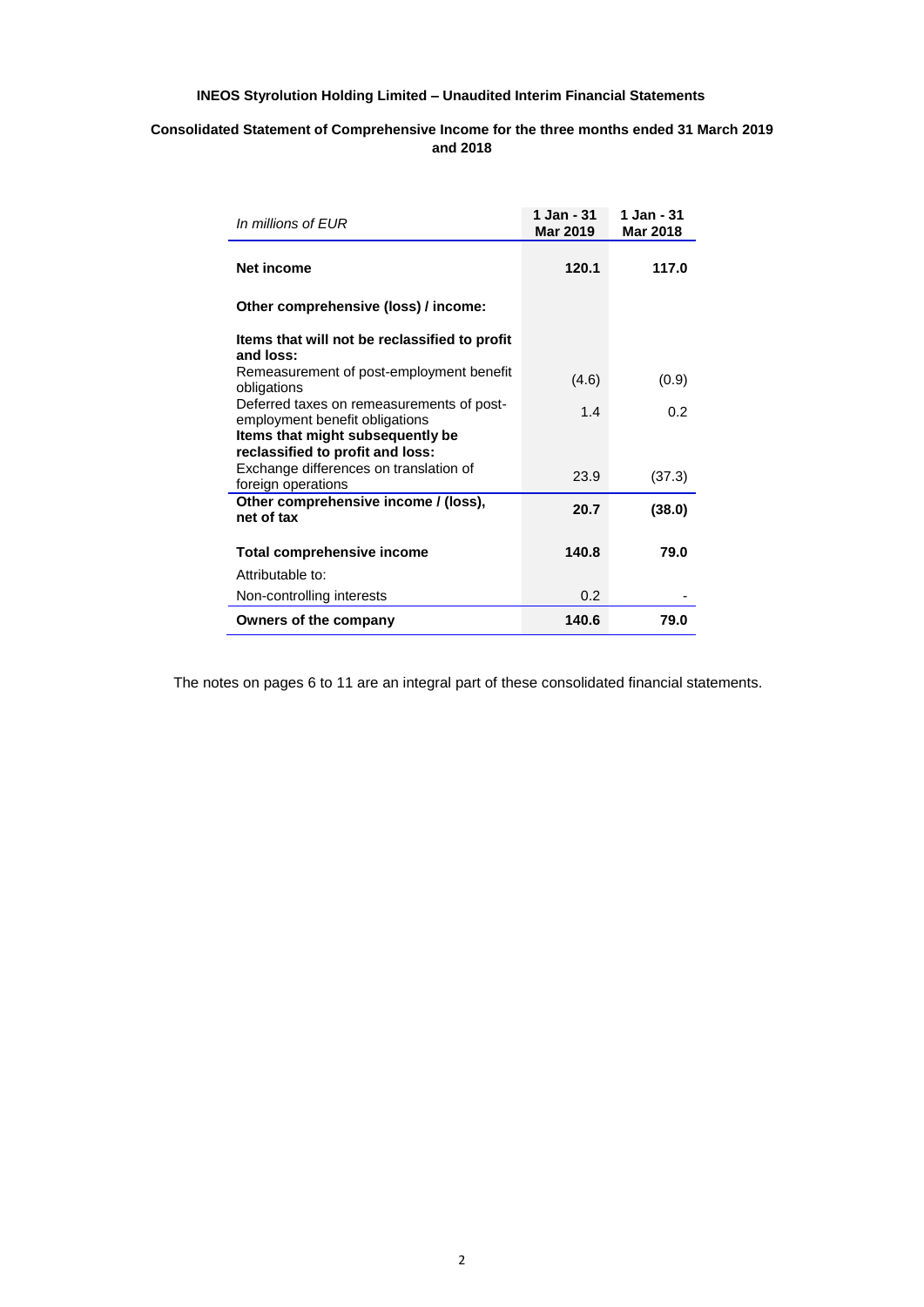**INEOS Styrolution Holding Limited – Unaudited Interim Financial Statements**

**Consolidated Statement of Comprehensive Income for the three months ended 31 March 2019 and 2018**

| *In millions of EUR* | **1 Jan - 31 Mar 2019** | **1 Jan - 31 Mar 2018** |
|---|---|---|
| **Net income** | **120.1** | **117.0** |
| **Other comprehensive (loss) / income:** | | |
| **Items that will not be reclassified to profit and loss:** | | |
| Remeasurement of post-employment benefit obligations | (4.6) | (0.9) |
| Deferred taxes on remeasurements of post-employment benefit obligations | 1.4 | 0.2 |
| **Items that might subsequently be reclassified to profit and loss:** | | |
| Exchange differences on translation of foreign operations | 23.9 | (37.3) |
| **Other comprehensive income / (loss), net of tax** | **20.7** | **(38.0)** |
| **Total comprehensive income** | **140.8** | **79.0** |
| Attributable to: | | |
| Non-controlling interests | 0.2 | - |
| **Owners of the company** | **140.6** | **79.0** |

The notes on pages 6 to 11 are an integral part of these consolidated financial statements.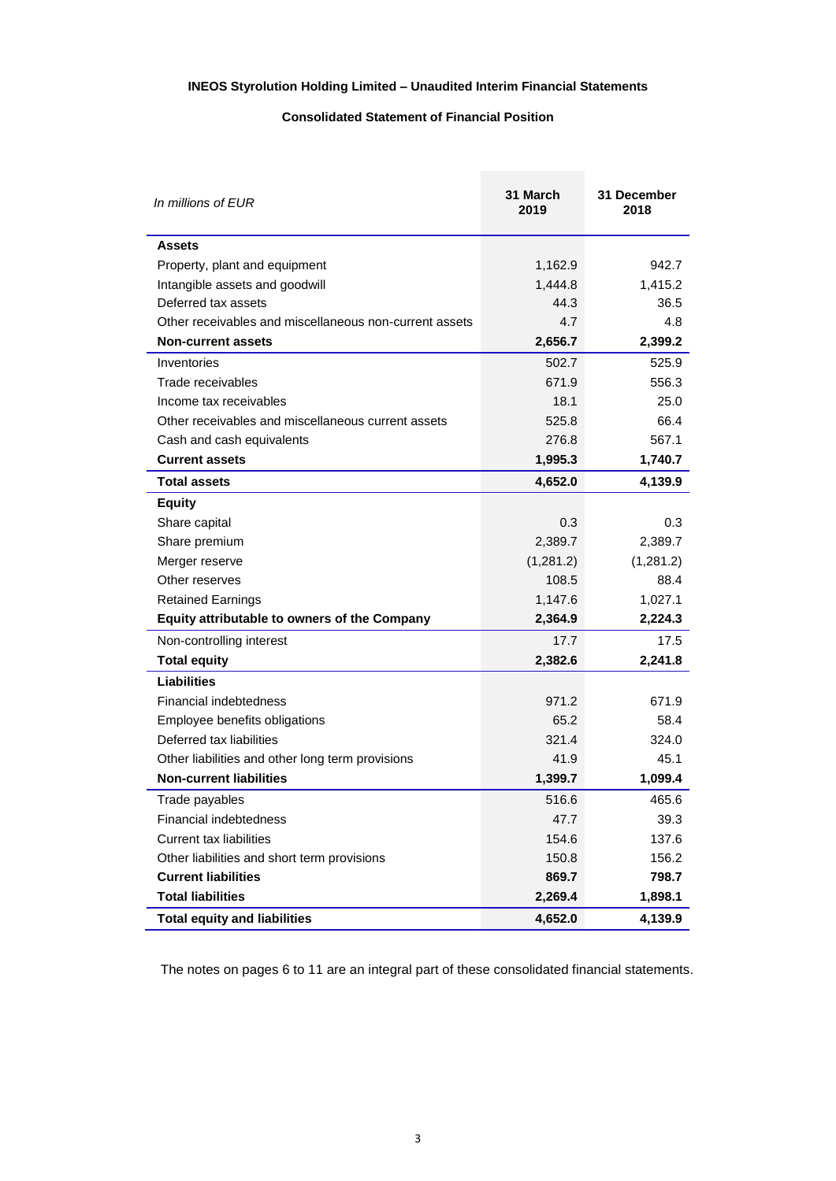**INEOS Styrolution Holding Limited – Unaudited Interim Financial Statements**

**Consolidated Statement of Financial Position**

| *In millions of EUR* | **31 March 2019** | **31 December 2018** |
|---|---|---|
| **Assets** | | |
| Property, plant and equipment | 1,162.9 | 942.7 |
| Intangible assets and goodwill | 1,444.8 | 1,415.2 |
| Deferred tax assets | 44.3 | 36.5 |
| Other receivables and miscellaneous non-current assets | 4.7 | 4.8 |
| **Non-current assets** | **2,656.7** | **2,399.2** |
| Inventories | 502.7 | 525.9 |
| Trade receivables | 671.9 | 556.3 |
| Income tax receivables | 18.1 | 25.0 |
| Other receivables and miscellaneous current assets | 525.8 | 66.4 |
| Cash and cash equivalents | 276.8 | 567.1 |
| **Current assets** | **1,995.3** | **1,740.7** |
| **Total assets** | **4,652.0** | **4,139.9** |
| **Equity** | | |
| Share capital | 0.3 | 0.3 |
| Share premium | 2,389.7 | 2,389.7 |
| Merger reserve | (1,281.2) | (1,281.2) |
| Other reserves | 108.5 | 88.4 |
| Retained Earnings | 1,147.6 | 1,027.1 |
| **Equity attributable to owners of the Company** | **2,364.9** | **2,224.3** |
| Non-controlling interest | 17.7 | 17.5 |
| **Total equity** | **2,382.6** | **2,241.8** |
| **Liabilities** | | |
| Financial indebtedness | 971.2 | 671.9 |
| Employee benefits obligations | 65.2 | 58.4 |
| Deferred tax liabilities | 321.4 | 324.0 |
| Other liabilities and other long term provisions | 41.9 | 45.1 |
| **Non-current liabilities** | **1,399.7** | **1,099.4** |
| Trade payables | 516.6 | 465.6 |
| Financial indebtedness | 47.7 | 39.3 |
| Current tax liabilities | 154.6 | 137.6 |
| Other liabilities and short term provisions | 150.8 | 156.2 |
| **Current liabilities** | **869.7** | **798.7** |
| **Total liabilities** | **2,269.4** | **1,898.1** |
| **Total equity and liabilities** | **4,652.0** | **4,139.9** |

The notes on pages 6 to 11 are an integral part of these consolidated financial statements.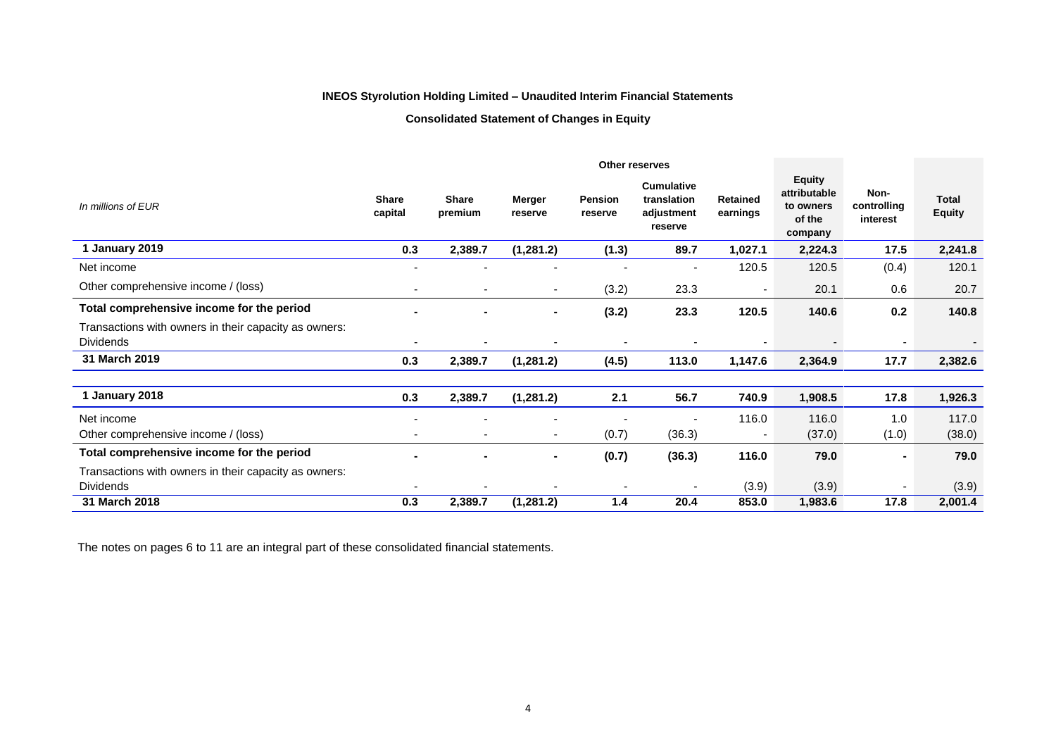**INEOS Styrolution Holding Limited – Unaudited Interim Financial Statements**

**Consolidated Statement of Changes in Equity**

| *In millions of EUR* | Share capital | Share premium | Merger reserve | Pension reserve | Cumulative translation adjustment reserve | Retained earnings | Equity attributable to owners of the company | Non-controlling interest | Total Equity |
|---|---|---|---|---|---|---|---|---|---|
| | | | Other reserves | | | | | | |
| **1 January 2019** | **0.3** | **2,389.7** | **(1,281.2)** | **(1.3)** | **89.7** | **1,027.1** | **2,224.3** | **17.5** | **2,241.8** |
| Net income | - | - | - | - | - | 120.5 | 120.5 | (0.4) | 120.1 |
| Other comprehensive income / (loss) | - | - | - | (3.2) | 23.3 | - | 20.1 | 0.6 | 20.7 |
| **Total comprehensive income for the period** | **-** | **-** | **-** | **(3.2)** | **23.3** | **120.5** | **140.6** | **0.2** | **140.8** |
| Transactions with owners in their capacity as owners: | | | | | | | | | |
| Dividends | - | - | - | - | - | - | - | - | - |
| **31 March 2019** | **0.3** | **2,389.7** | **(1,281.2)** | **(4.5)** | **113.0** | **1,147.6** | **2,364.9** | **17.7** | **2,382.6** |
| | | | | | | | | | |
| **1 January 2018** | **0.3** | **2,389.7** | **(1,281.2)** | **2.1** | **56.7** | **740.9** | **1,908.5** | **17.8** | **1,926.3** |
| Net income | - | - | - | - | - | 116.0 | 116.0 | 1.0 | 117.0 |
| Other comprehensive income / (loss) | - | - | - | (0.7) | (36.3) | - | (37.0) | (1.0) | (38.0) |
| **Total comprehensive income for the period** | **-** | **-** | **-** | **(0.7)** | **(36.3)** | **116.0** | **79.0** | **-** | **79.0** |
| Transactions with owners in their capacity as owners: | | | | | | | | | |
| Dividends | - | - | - | - | - | (3.9) | (3.9) | - | (3.9) |
| **31 March 2018** | **0.3** | **2,389.7** | **(1,281.2)** | **1.4** | **20.4** | **853.0** | **1,983.6** | **17.8** | **2,001.4** |

The notes on pages 6 to 11 are an integral part of these consolidated financial statements.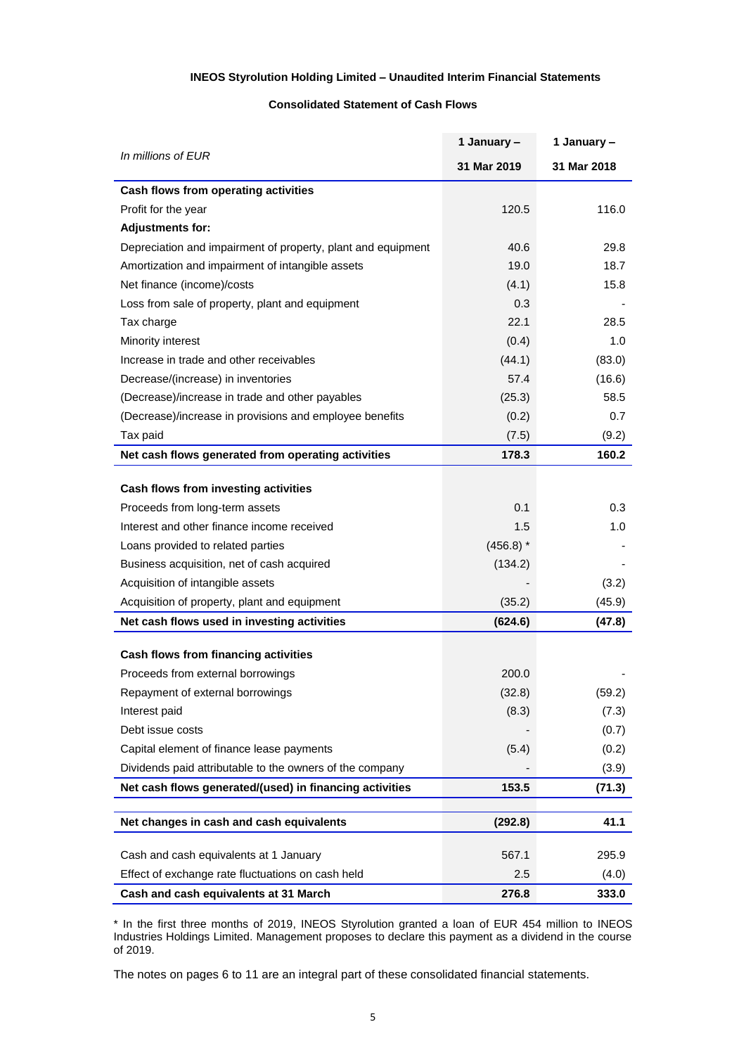**INEOS Styrolution Holding Limited – Unaudited Interim Financial Statements**

**Consolidated Statement of Cash Flows**

| *In millions of EUR* | 1 January – 31 Mar 2019 | 1 January – 31 Mar 2018 |
|---|---|---|
| **Cash flows from operating activities** | | |
| Profit for the year | 120.5 | 116.0 |
| **Adjustments for:** | | |
| Depreciation and impairment of property, plant and equipment | 40.6 | 29.8 |
| Amortization and impairment of intangible assets | 19.0 | 18.7 |
| Net finance (income)/costs | (4.1) | 15.8 |
| Loss from sale of property, plant and equipment | 0.3 | - |
| Tax charge | 22.1 | 28.5 |
| Minority interest | (0.4) | 1.0 |
| Increase in trade and other receivables | (44.1) | (83.0) |
| Decrease/(increase) in inventories | 57.4 | (16.6) |
| (Decrease)/increase in trade and other payables | (25.3) | 58.5 |
| (Decrease)/increase in provisions and employee benefits | (0.2) | 0.7 |
| Tax paid | (7.5) | (9.2) |
| **Net cash flows generated from operating activities** | **178.3** | **160.2** |
| | | |
| **Cash flows from investing activities** | | |
| Proceeds from long-term assets | 0.1 | 0.3 |
| Interest and other finance income received | 1.5 | 1.0 |
| Loans provided to related parties | (456.8) * | - |
| Business acquisition, net of cash acquired | (134.2) | - |
| Acquisition of intangible assets | - | (3.2) |
| Acquisition of property, plant and equipment | (35.2) | (45.9) |
| **Net cash flows used in investing activities** | **(624.6)** | **(47.8)** |
| | | |
| **Cash flows from financing activities** | | |
| Proceeds from external borrowings | 200.0 | - |
| Repayment of external borrowings | (32.8) | (59.2) |
| Interest paid | (8.3) | (7.3) |
| Debt issue costs | - | (0.7) |
| Capital element of finance lease payments | (5.4) | (0.2) |
| Dividends paid attributable to the owners of the company | - | (3.9) |
| **Net cash flows generated/(used) in financing activities** | **153.5** | **(71.3)** |
| | | |
| **Net changes in cash and cash equivalents** | **(292.8)** | **41.1** |
| | | |
| Cash and cash equivalents at 1 January | 567.1 | 295.9 |
| Effect of exchange rate fluctuations on cash held | 2.5 | (4.0) |
| **Cash and cash equivalents at 31 March** | **276.8** | **333.0** |

* In the first three months of 2019, INEOS Styrolution granted a loan of EUR 454 million to INEOS Industries Holdings Limited. Management proposes to declare this payment as a dividend in the course of 2019.

The notes on pages 6 to 11 are an integral part of these consolidated financial statements.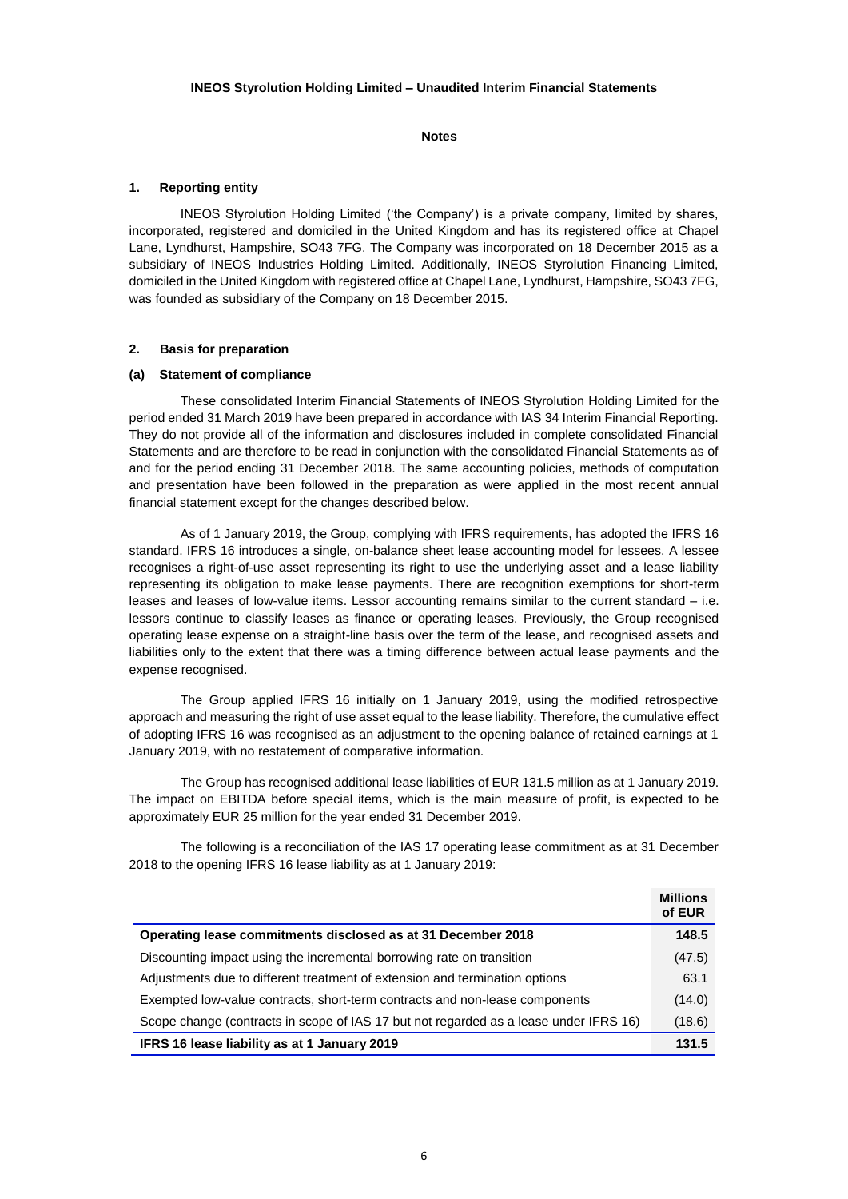## Notes

### 1. Reporting entity

INEOS Styrolution Holding Limited ('the Company') is a private company, limited by shares, incorporated, registered and domiciled in the United Kingdom and has its registered office at Chapel Lane, Lyndhurst, Hampshire, SO43 7FG. The Company was incorporated on 18 December 2015 as a subsidiary of INEOS Industries Holding Limited. Additionally, INEOS Styrolution Financing Limited, domiciled in the United Kingdom with registered office at Chapel Lane, Lyndhurst, Hampshire, SO43 7FG, was founded as subsidiary of the Company on 18 December 2015.

### 2. Basis for preparation

#### (a) Statement of compliance

These consolidated Interim Financial Statements of INEOS Styrolution Holding Limited for the period ended 31 March 2019 have been prepared in accordance with IAS 34 Interim Financial Reporting. They do not provide all of the information and disclosures included in complete consolidated Financial Statements and are therefore to be read in conjunction with the consolidated Financial Statements as of and for the period ending 31 December 2018. The same accounting policies, methods of computation and presentation have been followed in the preparation as were applied in the most recent annual financial statement except for the changes described below.

As of 1 January 2019, the Group, complying with IFRS requirements, has adopted the IFRS 16 standard. IFRS 16 introduces a single, on-balance sheet lease accounting model for lessees. A lessee recognises a right-of-use asset representing its right to use the underlying asset and a lease liability representing its obligation to make lease payments. There are recognition exemptions for short-term leases and leases of low-value items. Lessor accounting remains similar to the current standard – i.e. lessors continue to classify leases as finance or operating leases. Previously, the Group recognised operating lease expense on a straight-line basis over the term of the lease, and recognised assets and liabilities only to the extent that there was a timing difference between actual lease payments and the expense recognised.

The Group applied IFRS 16 initially on 1 January 2019, using the modified retrospective approach and measuring the right of use asset equal to the lease liability. Therefore, the cumulative effect of adopting IFRS 16 was recognised as an adjustment to the opening balance of retained earnings at 1 January 2019, with no restatement of comparative information.

The Group has recognised additional lease liabilities of EUR 131.5 million as at 1 January 2019. The impact on EBITDA before special items, which is the main measure of profit, is expected to be approximately EUR 25 million for the year ended 31 December 2019.

The following is a reconciliation of the IAS 17 operating lease commitment as at 31 December 2018 to the opening IFRS 16 lease liability as at 1 January 2019:

| | Millions of EUR |
|---|---|
| **Operating lease commitments disclosed as at 31 December 2018** | **148.5** |
| Discounting impact using the incremental borrowing rate on transition | (47.5) |
| Adjustments due to different treatment of extension and termination options | 63.1 |
| Exempted low-value contracts, short-term contracts and non-lease components | (14.0) |
| Scope change (contracts in scope of IAS 17 but not regarded as a lease under IFRS 16) | (18.6) |
| **IFRS 16 lease liability as at 1 January 2019** | **131.5** |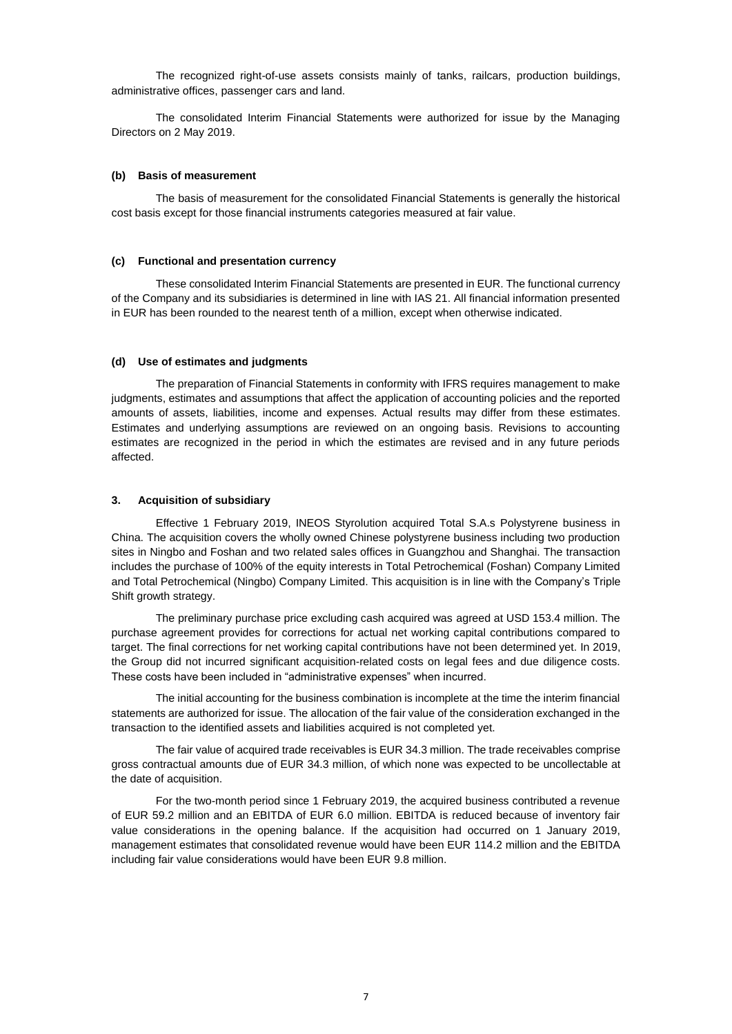The recognized right-of-use assets consists mainly of tanks, railcars, production buildings, administrative offices, passenger cars and land.

The consolidated Interim Financial Statements were authorized for issue by the Managing Directors on 2 May 2019.

#### (b) Basis of measurement

The basis of measurement for the consolidated Financial Statements is generally the historical cost basis except for those financial instruments categories measured at fair value.

#### (c) Functional and presentation currency

These consolidated Interim Financial Statements are presented in EUR. The functional currency of the Company and its subsidiaries is determined in line with IAS 21. All financial information presented in EUR has been rounded to the nearest tenth of a million, except when otherwise indicated.

#### (d) Use of estimates and judgments

The preparation of Financial Statements in conformity with IFRS requires management to make judgments, estimates and assumptions that affect the application of accounting policies and the reported amounts of assets, liabilities, income and expenses. Actual results may differ from these estimates. Estimates and underlying assumptions are reviewed on an ongoing basis. Revisions to accounting estimates are recognized in the period in which the estimates are revised and in any future periods affected.

### 3. Acquisition of subsidiary

Effective 1 February 2019, INEOS Styrolution acquired Total S.A.s Polystyrene business in China. The acquisition covers the wholly owned Chinese polystyrene business including two production sites in Ningbo and Foshan and two related sales offices in Guangzhou and Shanghai. The transaction includes the purchase of 100% of the equity interests in Total Petrochemical (Foshan) Company Limited and Total Petrochemical (Ningbo) Company Limited. This acquisition is in line with the Company's Triple Shift growth strategy.

The preliminary purchase price excluding cash acquired was agreed at USD 153.4 million. The purchase agreement provides for corrections for actual net working capital contributions compared to target. The final corrections for net working capital contributions have not been determined yet. In 2019, the Group did not incurred significant acquisition-related costs on legal fees and due diligence costs. These costs have been included in "administrative expenses" when incurred.

The initial accounting for the business combination is incomplete at the time the interim financial statements are authorized for issue. The allocation of the fair value of the consideration exchanged in the transaction to the identified assets and liabilities acquired is not completed yet.

The fair value of acquired trade receivables is EUR 34.3 million. The trade receivables comprise gross contractual amounts due of EUR 34.3 million, of which none was expected to be uncollectable at the date of acquisition.

For the two-month period since 1 February 2019, the acquired business contributed a revenue of EUR 59.2 million and an EBITDA of EUR 6.0 million. EBITDA is reduced because of inventory fair value considerations in the opening balance. If the acquisition had occurred on 1 January 2019, management estimates that consolidated revenue would have been EUR 114.2 million and the EBITDA including fair value considerations would have been EUR 9.8 million.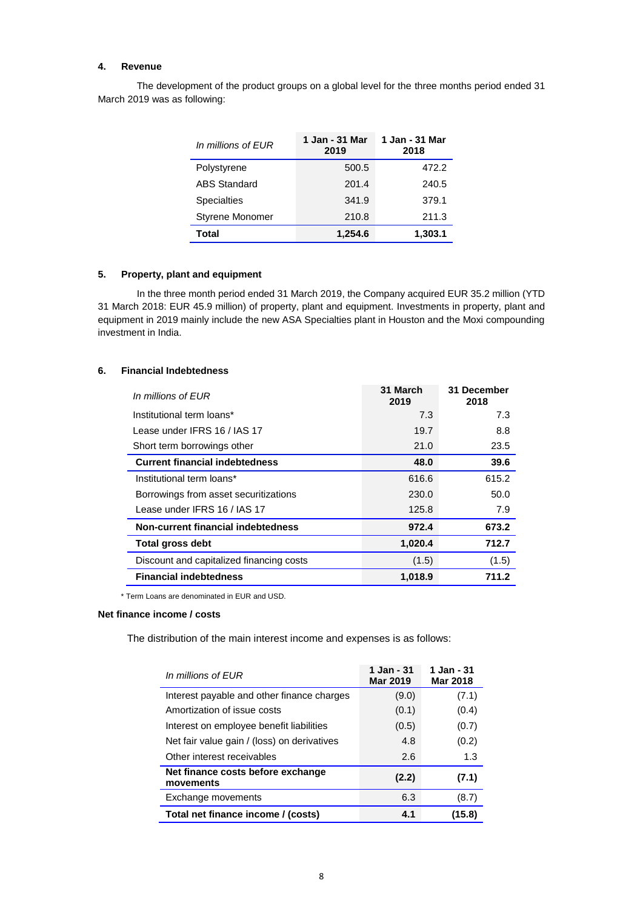### 4. Revenue

The development of the product groups on a global level for the three months period ended 31 March 2019 was as following:

| *In millions of EUR* | 1 Jan - 31 Mar 2019 | 1 Jan - 31 Mar 2018 |
|---|---|---|
| Polystyrene | 500.5 | 472.2 |
| ABS Standard | 201.4 | 240.5 |
| Specialties | 341.9 | 379.1 |
| Styrene Monomer | 210.8 | 211.3 |
| **Total** | **1,254.6** | **1,303.1** |

### 5. Property, plant and equipment

In the three month period ended 31 March 2019, the Company acquired EUR 35.2 million (YTD 31 March 2018: EUR 45.9 million) of property, plant and equipment. Investments in property, plant and equipment in 2019 mainly include the new ASA Specialties plant in Houston and the Moxi compounding investment in India.

### 6. Financial Indebtedness

| *In millions of EUR* | 31 March 2019 | 31 December 2018 |
|---|---|---|
| Institutional term loans* | 7.3 | 7.3 |
| Lease under IFRS 16 / IAS 17 | 19.7 | 8.8 |
| Short term borrowings other | 21.0 | 23.5 |
| **Current financial indebtedness** | **48.0** | **39.6** |
| Institutional term loans* | 616.6 | 615.2 |
| Borrowings from asset securitizations | 230.0 | 50.0 |
| Lease under IFRS 16 / IAS 17 | 125.8 | 7.9 |
| **Non-current financial indebtedness** | **972.4** | **673.2** |
| **Total gross debt** | **1,020.4** | **712.7** |
| Discount and capitalized financing costs | (1.5) | (1.5) |
| **Financial indebtedness** | **1,018.9** | **711.2** |

* Term Loans are denominated in EUR and USD.

**Net finance income / costs**

The distribution of the main interest income and expenses is as follows:

| *In millions of EUR* | 1 Jan - 31 Mar 2019 | 1 Jan - 31 Mar 2018 |
|---|---|---|
| Interest payable and other finance charges | (9.0) | (7.1) |
| Amortization of issue costs | (0.1) | (0.4) |
| Interest on employee benefit liabilities | (0.5) | (0.7) |
| Net fair value gain / (loss) on derivatives | 4.8 | (0.2) |
| Other interest receivables | 2.6 | 1.3 |
| **Net finance costs before exchange movements** | **(2.2)** | **(7.1)** |
| Exchange movements | 6.3 | (8.7) |
| **Total net finance income / (costs)** | **4.1** | **(15.8)** |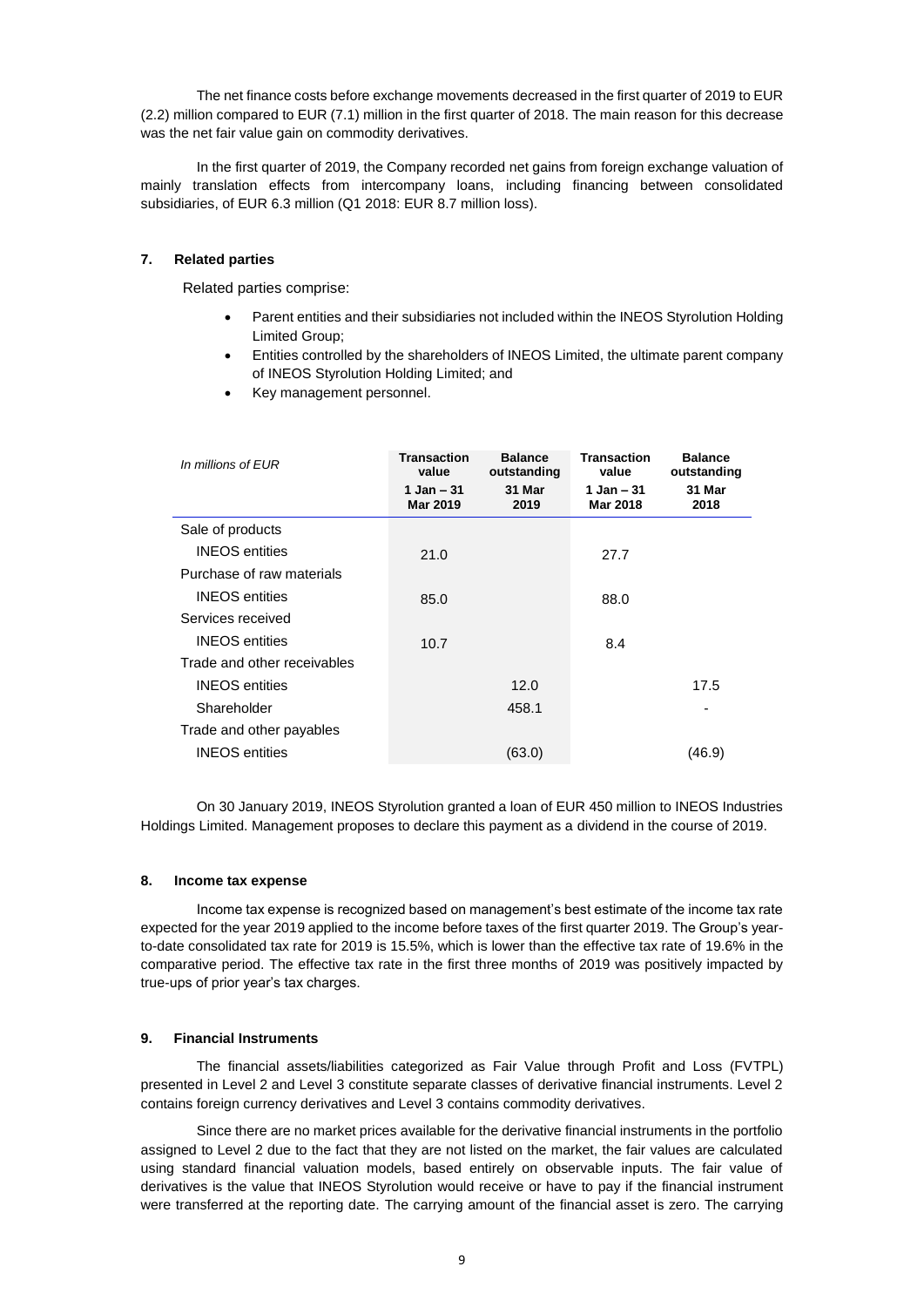The net finance costs before exchange movements decreased in the first quarter of 2019 to EUR (2.2) million compared to EUR (7.1) million in the first quarter of 2018. The main reason for this decrease was the net fair value gain on commodity derivatives.

In the first quarter of 2019, the Company recorded net gains from foreign exchange valuation of mainly translation effects from intercompany loans, including financing between consolidated subsidiaries, of EUR 6.3 million (Q1 2018: EUR 8.7 million loss).

## 7. Related parties

Related parties comprise:

- Parent entities and their subsidiaries not included within the INEOS Styrolution Holding Limited Group;
- Entities controlled by the shareholders of INEOS Limited, the ultimate parent company of INEOS Styrolution Holding Limited; and
- Key management personnel.

| *In millions of EUR* | Transaction value<br>1 Jan – 31 Mar 2019 | Balance outstanding<br>31 Mar 2019 | Transaction value<br>1 Jan – 31 Mar 2018 | Balance outstanding<br>31 Mar 2018 |
|---|---|---|---|---|
| Sale of products | | | | |
| INEOS entities | 21.0 | | 27.7 | |
| Purchase of raw materials | | | | |
| INEOS entities | 85.0 | | 88.0 | |
| Services received | | | | |
| INEOS entities | 10.7 | | 8.4 | |
| Trade and other receivables | | | | |
| INEOS entities | | 12.0 | | 17.5 |
| Shareholder | | 458.1 | | - |
| Trade and other payables | | | | |
| INEOS entities | | (63.0) | | (46.9) |

On 30 January 2019, INEOS Styrolution granted a loan of EUR 450 million to INEOS Industries Holdings Limited. Management proposes to declare this payment as a dividend in the course of 2019.

## 8. Income tax expense

Income tax expense is recognized based on management's best estimate of the income tax rate expected for the year 2019 applied to the income before taxes of the first quarter 2019. The Group's year-to-date consolidated tax rate for 2019 is 15.5%, which is lower than the effective tax rate of 19.6% in the comparative period. The effective tax rate in the first three months of 2019 was positively impacted by true-ups of prior year's tax charges.

## 9. Financial Instruments

The financial assets/liabilities categorized as Fair Value through Profit and Loss (FVTPL) presented in Level 2 and Level 3 constitute separate classes of derivative financial instruments. Level 2 contains foreign currency derivatives and Level 3 contains commodity derivatives.

Since there are no market prices available for the derivative financial instruments in the portfolio assigned to Level 2 due to the fact that they are not listed on the market, the fair values are calculated using standard financial valuation models, based entirely on observable inputs. The fair value of derivatives is the value that INEOS Styrolution would receive or have to pay if the financial instrument were transferred at the reporting date. The carrying amount of the financial asset is zero. The carrying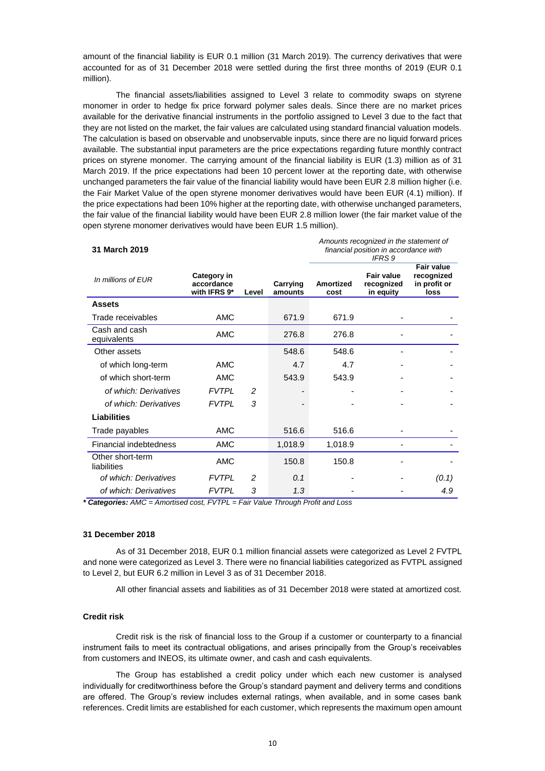amount of the financial liability is EUR 0.1 million (31 March 2019). The currency derivatives that were accounted for as of 31 December 2018 were settled during the first three months of 2019 (EUR 0.1 million).

The financial assets/liabilities assigned to Level 3 relate to commodity swaps on styrene monomer in order to hedge fix price forward polymer sales deals. Since there are no market prices available for the derivative financial instruments in the portfolio assigned to Level 3 due to the fact that they are not listed on the market, the fair values are calculated using standard financial valuation models. The calculation is based on observable and unobservable inputs, since there are no liquid forward prices available. The substantial input parameters are the price expectations regarding future monthly contract prices on styrene monomer. The carrying amount of the financial liability is EUR (1.3) million as of 31 March 2019. If the price expectations had been 10 percent lower at the reporting date, with otherwise unchanged parameters the fair value of the financial liability would have been EUR 2.8 million higher (i.e. the Fair Market Value of the open styrene monomer derivatives would have been EUR (4.1) million). If the price expectations had been 10% higher at the reporting date, with otherwise unchanged parameters, the fair value of the financial liability would have been EUR 2.8 million lower (the fair market value of the open styrene monomer derivatives would have been EUR 1.5 million).

| **31 March 2019** | | | | *Amounts recognized in the statement of financial position in accordance with IFRS 9* | | |
|---|---|---|---|---|---|---|
| *In millions of EUR* | **Category in accordance with IFRS 9*** | **Level** | **Carrying amounts** | **Amortized cost** | **Fair value recognized in equity** | **Fair value recognized in profit or loss** |
| **Assets** | | | | | | |
| Trade receivables | AMC | | 671.9 | 671.9 | - | - |
| Cash and cash equivalents | AMC | | 276.8 | 276.8 | - | - |
| Other assets | | | 548.6 | 548.6 | - | - |
| of which long-term | AMC | | 4.7 | 4.7 | - | - |
| of which short-term | AMC | | 543.9 | 543.9 | - | - |
| *of which: Derivatives* | *FVTPL* | *2* | - | - | - | - |
| *of which: Derivatives* | *FVTPL* | *3* | - | - | - | - |
| **Liabilities** | | | | | | |
| Trade payables | AMC | | 516.6 | 516.6 | - | - |
| Financial indebtedness | AMC | | 1,018.9 | 1,018.9 | - | - |
| Other short-term liabilities | AMC | | 150.8 | 150.8 | - | - |
| *of which: Derivatives* | *FVTPL* | *2* | *0.1* | - | - | *(0.1)* |
| *of which: Derivatives* | *FVTPL* | *3* | *1.3* | - | - | *4.9* |

***Categories:** AMC = Amortised cost, FVTPL = Fair Value Through Profit and Loss*

**31 December 2018**

As of 31 December 2018, EUR 0.1 million financial assets were categorized as Level 2 FVTPL and none were categorized as Level 3. There were no financial liabilities categorized as FVTPL assigned to Level 2, but EUR 6.2 million in Level 3 as of 31 December 2018.

All other financial assets and liabilities as of 31 December 2018 were stated at amortized cost.

**Credit risk**

Credit risk is the risk of financial loss to the Group if a customer or counterparty to a financial instrument fails to meet its contractual obligations, and arises principally from the Group's receivables from customers and INEOS, its ultimate owner, and cash and cash equivalents.

The Group has established a credit policy under which each new customer is analysed individually for creditworthiness before the Group's standard payment and delivery terms and conditions are offered. The Group's review includes external ratings, when available, and in some cases bank references. Credit limits are established for each customer, which represents the maximum open amount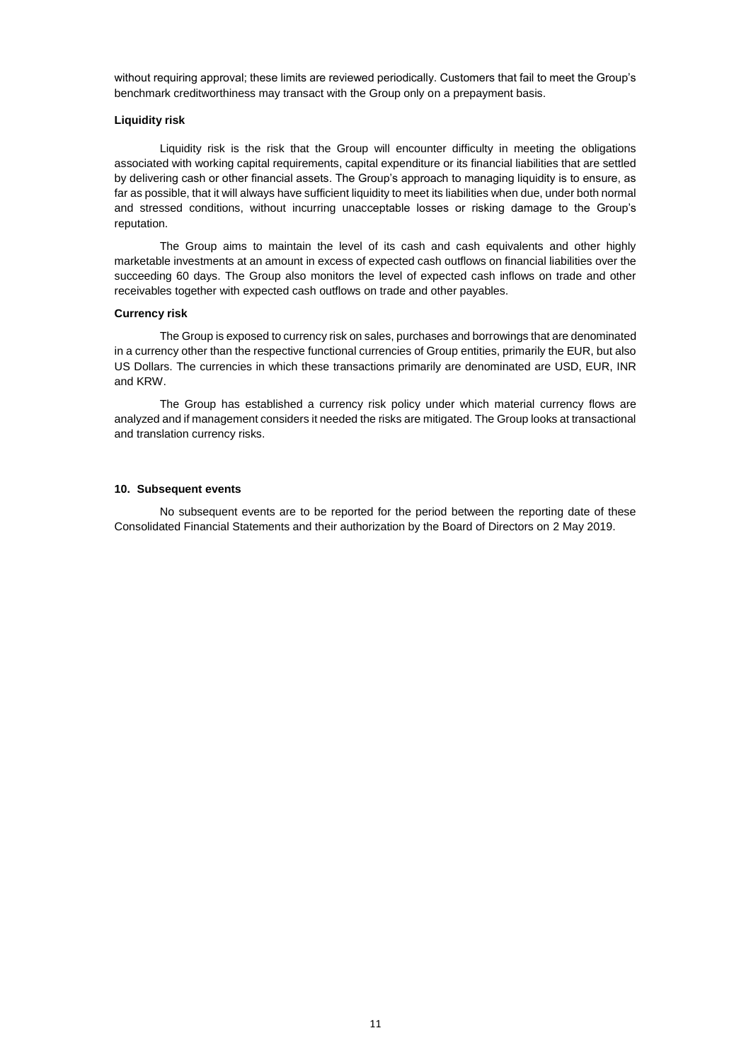without requiring approval; these limits are reviewed periodically. Customers that fail to meet the Group's benchmark creditworthiness may transact with the Group only on a prepayment basis.

**Liquidity risk**

Liquidity risk is the risk that the Group will encounter difficulty in meeting the obligations associated with working capital requirements, capital expenditure or its financial liabilities that are settled by delivering cash or other financial assets. The Group's approach to managing liquidity is to ensure, as far as possible, that it will always have sufficient liquidity to meet its liabilities when due, under both normal and stressed conditions, without incurring unacceptable losses or risking damage to the Group's reputation.

The Group aims to maintain the level of its cash and cash equivalents and other highly marketable investments at an amount in excess of expected cash outflows on financial liabilities over the succeeding 60 days. The Group also monitors the level of expected cash inflows on trade and other receivables together with expected cash outflows on trade and other payables.

**Currency risk**

The Group is exposed to currency risk on sales, purchases and borrowings that are denominated in a currency other than the respective functional currencies of Group entities, primarily the EUR, but also US Dollars. The currencies in which these transactions primarily are denominated are USD, EUR, INR and KRW.

The Group has established a currency risk policy under which material currency flows are analyzed and if management considers it needed the risks are mitigated. The Group looks at transactional and translation currency risks.

**10. Subsequent events**

No subsequent events are to be reported for the period between the reporting date of these Consolidated Financial Statements and their authorization by the Board of Directors on 2 May 2019.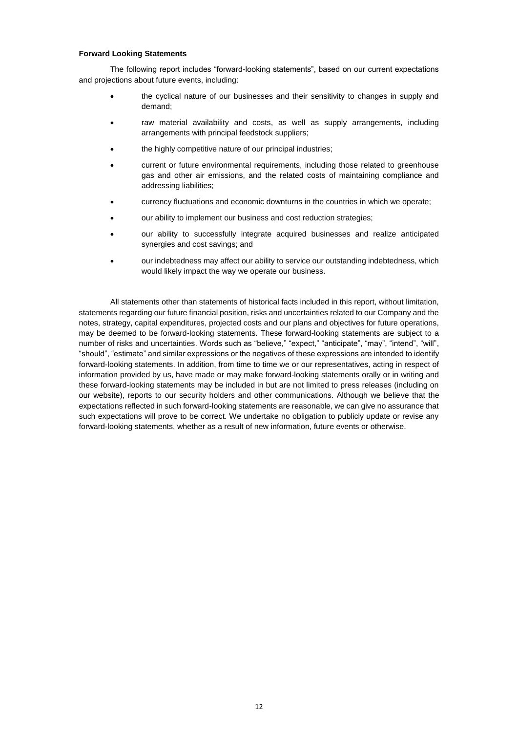**Forward Looking Statements**

The following report includes "forward-looking statements", based on our current expectations and projections about future events, including:

- the cyclical nature of our businesses and their sensitivity to changes in supply and demand;
- raw material availability and costs, as well as supply arrangements, including arrangements with principal feedstock suppliers;
- the highly competitive nature of our principal industries;
- current or future environmental requirements, including those related to greenhouse gas and other air emissions, and the related costs of maintaining compliance and addressing liabilities;
- currency fluctuations and economic downturns in the countries in which we operate;
- our ability to implement our business and cost reduction strategies;
- our ability to successfully integrate acquired businesses and realize anticipated synergies and cost savings; and
- our indebtedness may affect our ability to service our outstanding indebtedness, which would likely impact the way we operate our business.

All statements other than statements of historical facts included in this report, without limitation, statements regarding our future financial position, risks and uncertainties related to our Company and the notes, strategy, capital expenditures, projected costs and our plans and objectives for future operations, may be deemed to be forward-looking statements. These forward-looking statements are subject to a number of risks and uncertainties. Words such as "believe," "expect," "anticipate", "may", "intend", "will", "should", "estimate" and similar expressions or the negatives of these expressions are intended to identify forward-looking statements. In addition, from time to time we or our representatives, acting in respect of information provided by us, have made or may make forward-looking statements orally or in writing and these forward-looking statements may be included in but are not limited to press releases (including on our website), reports to our security holders and other communications. Although we believe that the expectations reflected in such forward-looking statements are reasonable, we can give no assurance that such expectations will prove to be correct. We undertake no obligation to publicly update or revise any forward-looking statements, whether as a result of new information, future events or otherwise.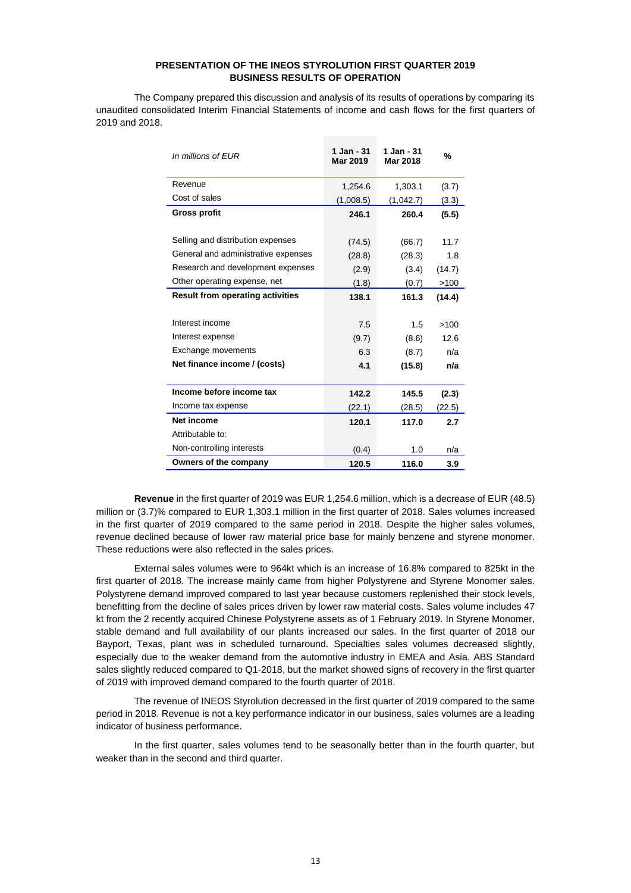**PRESENTATION OF THE INEOS STYROLUTION FIRST QUARTER 2019 BUSINESS RESULTS OF OPERATION**

The Company prepared this discussion and analysis of its results of operations by comparing its unaudited consolidated Interim Financial Statements of income and cash flows for the first quarters of 2019 and 2018.

| *In millions of EUR* | 1 Jan - 31 Mar 2019 | 1 Jan - 31 Mar 2018 | % |
|---|---|---|---|
| Revenue | 1,254.6 | 1,303.1 | (3.7) |
| Cost of sales | (1,008.5) | (1,042.7) | (3.3) |
| **Gross profit** | **246.1** | **260.4** | **(5.5)** |
| | | | |
| Selling and distribution expenses | (74.5) | (66.7) | 11.7 |
| General and administrative expenses | (28.8) | (28.3) | 1.8 |
| Research and development expenses | (2.9) | (3.4) | (14.7) |
| Other operating expense, net | (1.8) | (0.7) | >100 |
| **Result from operating activities** | **138.1** | **161.3** | **(14.4)** |
| | | | |
| Interest income | 7.5 | 1.5 | >100 |
| Interest expense | (9.7) | (8.6) | 12.6 |
| Exchange movements | 6.3 | (8.7) | n/a |
| **Net finance income / (costs)** | **4.1** | **(15.8)** | **n/a** |
| | | | |
| **Income before income tax** | **142.2** | **145.5** | **(2.3)** |
| Income tax expense | (22.1) | (28.5) | (22.5) |
| **Net income** | **120.1** | **117.0** | **2.7** |
| Attributable to: | | | |
| Non-controlling interests | (0.4) | 1.0 | n/a |
| **Owners of the company** | **120.5** | **116.0** | **3.9** |

**Revenue** in the first quarter of 2019 was EUR 1,254.6 million, which is a decrease of EUR (48.5) million or (3.7)% compared to EUR 1,303.1 million in the first quarter of 2018. Sales volumes increased in the first quarter of 2019 compared to the same period in 2018. Despite the higher sales volumes, revenue declined because of lower raw material price base for mainly benzene and styrene monomer. These reductions were also reflected in the sales prices.

External sales volumes were to 964kt which is an increase of 16.8% compared to 825kt in the first quarter of 2018. The increase mainly came from higher Polystyrene and Styrene Monomer sales. Polystyrene demand improved compared to last year because customers replenished their stock levels, benefitting from the decline of sales prices driven by lower raw material costs. Sales volume includes 47 kt from the 2 recently acquired Chinese Polystyrene assets as of 1 February 2019. In Styrene Monomer, stable demand and full availability of our plants increased our sales. In the first quarter of 2018 our Bayport, Texas, plant was in scheduled turnaround. Specialties sales volumes decreased slightly, especially due to the weaker demand from the automotive industry in EMEA and Asia. ABS Standard sales slightly reduced compared to Q1-2018, but the market showed signs of recovery in the first quarter of 2019 with improved demand compared to the fourth quarter of 2018.

The revenue of INEOS Styrolution decreased in the first quarter of 2019 compared to the same period in 2018. Revenue is not a key performance indicator in our business, sales volumes are a leading indicator of business performance.

In the first quarter, sales volumes tend to be seasonally better than in the fourth quarter, but weaker than in the second and third quarter.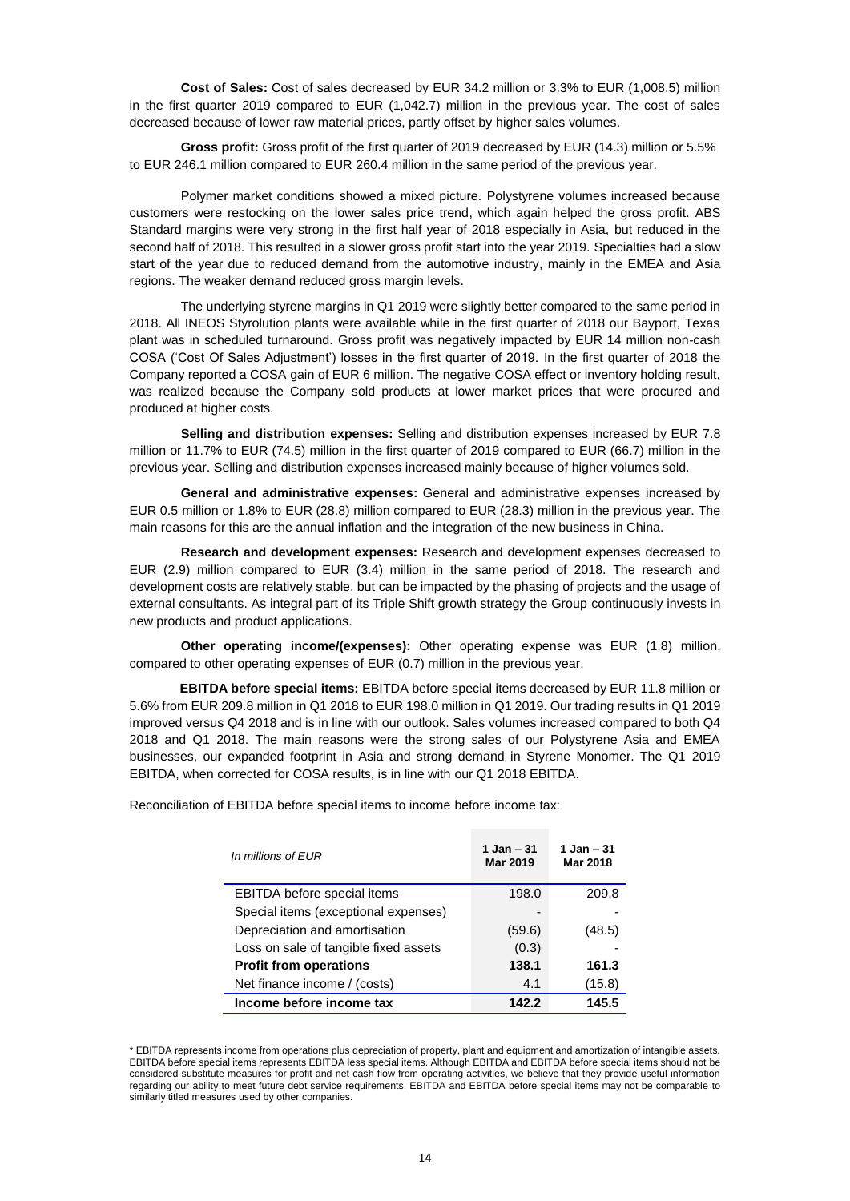**Cost of Sales:** Cost of sales decreased by EUR 34.2 million or 3.3% to EUR (1,008.5) million in the first quarter 2019 compared to EUR (1,042.7) million in the previous year. The cost of sales decreased because of lower raw material prices, partly offset by higher sales volumes.

**Gross profit:** Gross profit of the first quarter of 2019 decreased by EUR (14.3) million or 5.5% to EUR 246.1 million compared to EUR 260.4 million in the same period of the previous year.

Polymer market conditions showed a mixed picture. Polystyrene volumes increased because customers were restocking on the lower sales price trend, which again helped the gross profit. ABS Standard margins were very strong in the first half year of 2018 especially in Asia, but reduced in the second half of 2018. This resulted in a slower gross profit start into the year 2019. Specialties had a slow start of the year due to reduced demand from the automotive industry, mainly in the EMEA and Asia regions. The weaker demand reduced gross margin levels.

The underlying styrene margins in Q1 2019 were slightly better compared to the same period in 2018. All INEOS Styrolution plants were available while in the first quarter of 2018 our Bayport, Texas plant was in scheduled turnaround. Gross profit was negatively impacted by EUR 14 million non-cash COSA ('Cost Of Sales Adjustment') losses in the first quarter of 2019. In the first quarter of 2018 the Company reported a COSA gain of EUR 6 million. The negative COSA effect or inventory holding result, was realized because the Company sold products at lower market prices that were procured and produced at higher costs.

**Selling and distribution expenses:** Selling and distribution expenses increased by EUR 7.8 million or 11.7% to EUR (74.5) million in the first quarter of 2019 compared to EUR (66.7) million in the previous year. Selling and distribution expenses increased mainly because of higher volumes sold.

**General and administrative expenses:** General and administrative expenses increased by EUR 0.5 million or 1.8% to EUR (28.8) million compared to EUR (28.3) million in the previous year. The main reasons for this are the annual inflation and the integration of the new business in China.

**Research and development expenses:** Research and development expenses decreased to EUR (2.9) million compared to EUR (3.4) million in the same period of 2018. The research and development costs are relatively stable, but can be impacted by the phasing of projects and the usage of external consultants. As integral part of its Triple Shift growth strategy the Group continuously invests in new products and product applications.

**Other operating income/(expenses):** Other operating expense was EUR (1.8) million, compared to other operating expenses of EUR (0.7) million in the previous year.

**EBITDA before special items:** EBITDA before special items decreased by EUR 11.8 million or 5.6% from EUR 209.8 million in Q1 2018 to EUR 198.0 million in Q1 2019. Our trading results in Q1 2019 improved versus Q4 2018 and is in line with our outlook. Sales volumes increased compared to both Q4 2018 and Q1 2018. The main reasons were the strong sales of our Polystyrene Asia and EMEA businesses, our expanded footprint in Asia and strong demand in Styrene Monomer. The Q1 2019 EBITDA, when corrected for COSA results, is in line with our Q1 2018 EBITDA.

Reconciliation of EBITDA before special items to income before income tax:

| *In millions of EUR* | **1 Jan – 31 Mar 2019** | **1 Jan – 31 Mar 2018** |
|---|---|---|
| EBITDA before special items | 198.0 | 209.8 |
| Special items (exceptional expenses) | - | - |
| Depreciation and amortisation | (59.6) | (48.5) |
| Loss on sale of tangible fixed assets | (0.3) | - |
| **Profit from operations** | **138.1** | **161.3** |
| Net finance income / (costs) | 4.1 | (15.8) |
| **Income before income tax** | **142.2** | **145.5** |

\* EBITDA represents income from operations plus depreciation of property, plant and equipment and amortization of intangible assets. EBITDA before special items represents EBITDA less special items. Although EBITDA and EBITDA before special items should not be considered substitute measures for profit and net cash flow from operating activities, we believe that they provide useful information regarding our ability to meet future debt service requirements, EBITDA and EBITDA before special items may not be comparable to similarly titled measures used by other companies.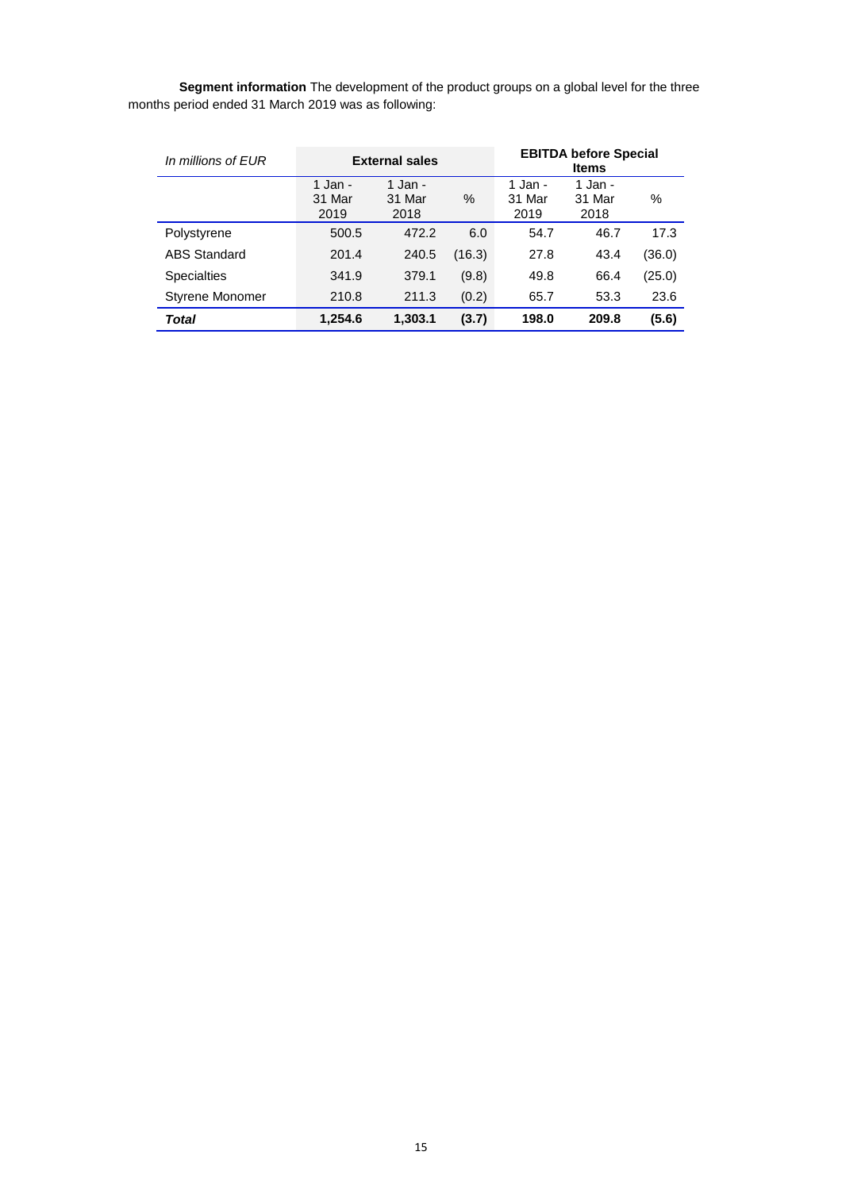**Segment information** The development of the product groups on a global level for the three months period ended 31 March 2019 was as following:

| *In millions of EUR* | **External sales** | | | **EBITDA before Special Items** | | |
|---|---|---|---|---|---|---|
| | 1 Jan - 31 Mar 2019 | 1 Jan - 31 Mar 2018 | % | 1 Jan - 31 Mar 2019 | 1 Jan - 31 Mar 2018 | % |
| Polystyrene | 500.5 | 472.2 | 6.0 | 54.7 | 46.7 | 17.3 |
| ABS Standard | 201.4 | 240.5 | (16.3) | 27.8 | 43.4 | (36.0) |
| Specialties | 341.9 | 379.1 | (9.8) | 49.8 | 66.4 | (25.0) |
| Styrene Monomer | 210.8 | 211.3 | (0.2) | 65.7 | 53.3 | 23.6 |
| ***Total*** | **1,254.6** | **1,303.1** | **(3.7)** | **198.0** | **209.8** | **(5.6)** |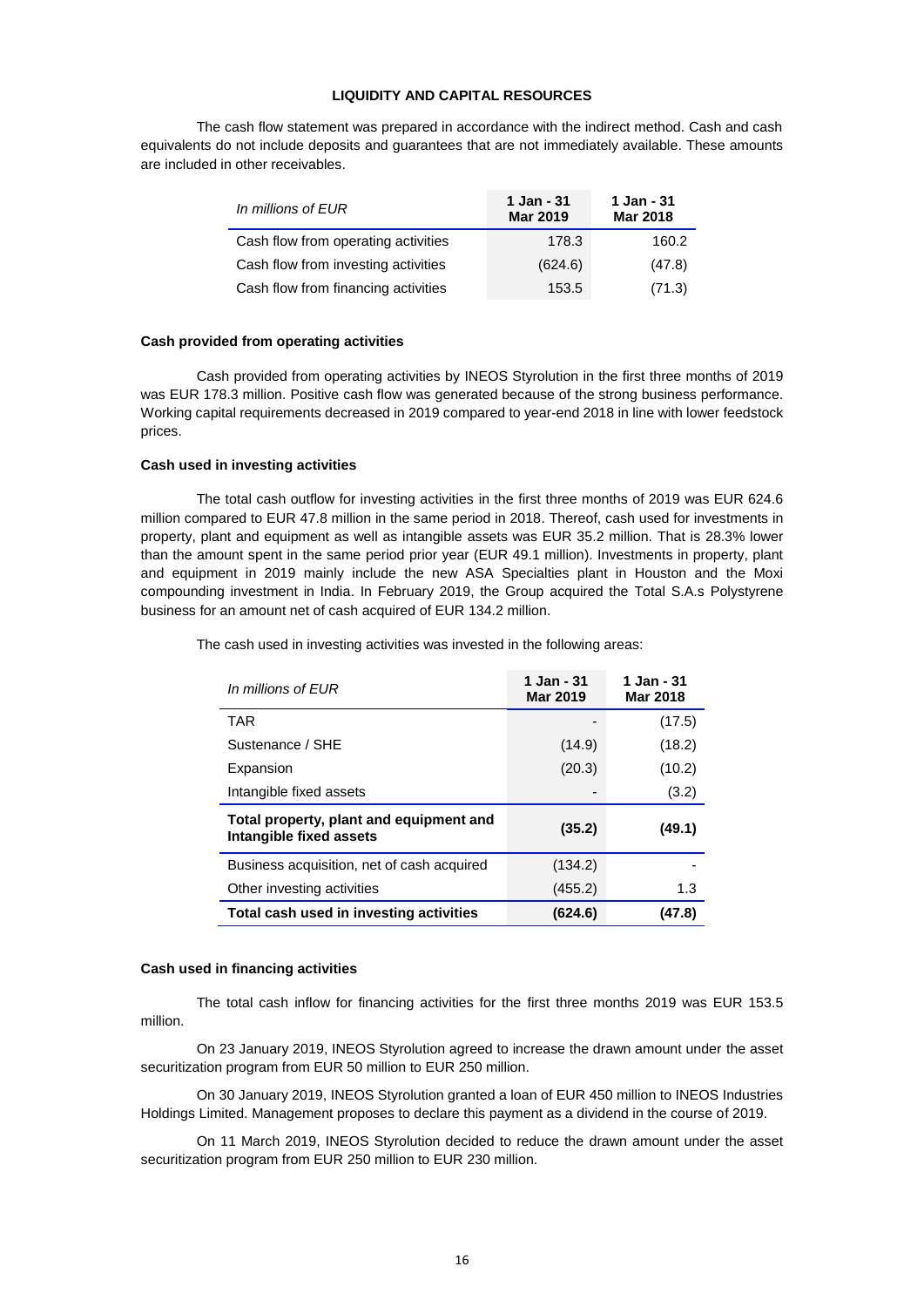# LIQUIDITY AND CAPITAL RESOURCES

The cash flow statement was prepared in accordance with the indirect method. Cash and cash equivalents do not include deposits and guarantees that are not immediately available. These amounts are included in other receivables.

| *In millions of EUR* | **1 Jan - 31 Mar 2019** | **1 Jan - 31 Mar 2018** |
|---|---|---|
| Cash flow from operating activities | 178.3 | 160.2 |
| Cash flow from investing activities | (624.6) | (47.8) |
| Cash flow from financing activities | 153.5 | (71.3) |

**Cash provided from operating activities**

Cash provided from operating activities by INEOS Styrolution in the first three months of 2019 was EUR 178.3 million. Positive cash flow was generated because of the strong business performance. Working capital requirements decreased in 2019 compared to year-end 2018 in line with lower feedstock prices.

**Cash used in investing activities**

The total cash outflow for investing activities in the first three months of 2019 was EUR 624.6 million compared to EUR 47.8 million in the same period in 2018. Thereof, cash used for investments in property, plant and equipment as well as intangible assets was EUR 35.2 million. That is 28.3% lower than the amount spent in the same period prior year (EUR 49.1 million). Investments in property, plant and equipment in 2019 mainly include the new ASA Specialties plant in Houston and the Moxi compounding investment in India. In February 2019, the Group acquired the Total S.A.s Polystyrene business for an amount net of cash acquired of EUR 134.2 million.

The cash used in investing activities was invested in the following areas:

| *In millions of EUR* | **1 Jan - 31 Mar 2019** | **1 Jan - 31 Mar 2018** |
|---|---|---|
| TAR | - | (17.5) |
| Sustenance / SHE | (14.9) | (18.2) |
| Expansion | (20.3) | (10.2) |
| Intangible fixed assets | - | (3.2) |
| **Total property, plant and equipment and Intangible fixed assets** | **(35.2)** | **(49.1)** |
| Business acquisition, net of cash acquired | (134.2) | - |
| Other investing activities | (455.2) | 1.3 |
| **Total cash used in investing activities** | **(624.6)** | **(47.8)** |

**Cash used in financing activities**

The total cash inflow for financing activities for the first three months 2019 was EUR 153.5 million.

On 23 January 2019, INEOS Styrolution agreed to increase the drawn amount under the asset securitization program from EUR 50 million to EUR 250 million.

On 30 January 2019, INEOS Styrolution granted a loan of EUR 450 million to INEOS Industries Holdings Limited. Management proposes to declare this payment as a dividend in the course of 2019.

On 11 March 2019, INEOS Styrolution decided to reduce the drawn amount under the asset securitization program from EUR 250 million to EUR 230 million.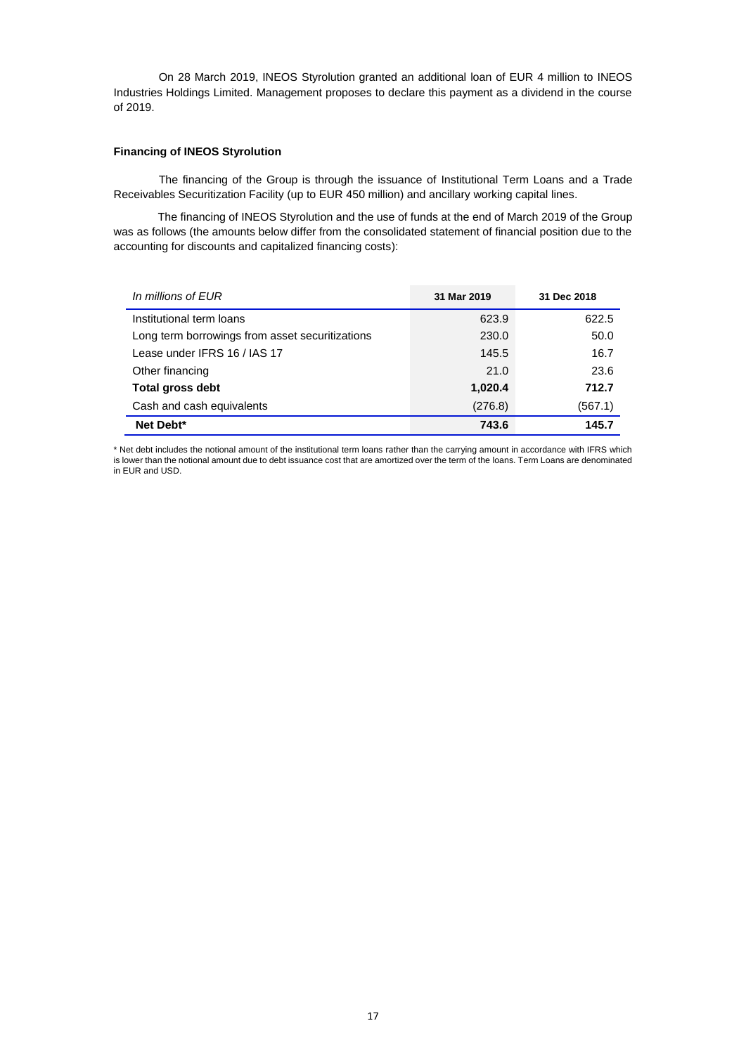On 28 March 2019, INEOS Styrolution granted an additional loan of EUR 4 million to INEOS Industries Holdings Limited. Management proposes to declare this payment as a dividend in the course of 2019.

**Financing of INEOS Styrolution**

The financing of the Group is through the issuance of Institutional Term Loans and a Trade Receivables Securitization Facility (up to EUR 450 million) and ancillary working capital lines.

The financing of INEOS Styrolution and the use of funds at the end of March 2019 of the Group was as follows (the amounts below differ from the consolidated statement of financial position due to the accounting for discounts and capitalized financing costs):

| *In millions of EUR* | **31 Mar 2019** | **31 Dec 2018** |
|---|---|---|
| Institutional term loans | 623.9 | 622.5 |
| Long term borrowings from asset securitizations | 230.0 | 50.0 |
| Lease under IFRS 16 / IAS 17 | 145.5 | 16.7 |
| Other financing | 21.0 | 23.6 |
| **Total gross debt** | **1,020.4** | **712.7** |
| Cash and cash equivalents | (276.8) | (567.1) |
| **Net Debt*** | **743.6** | **145.7** |

* Net debt includes the notional amount of the institutional term loans rather than the carrying amount in accordance with IFRS which is lower than the notional amount due to debt issuance cost that are amortized over the term of the loans. Term Loans are denominated in EUR and USD.